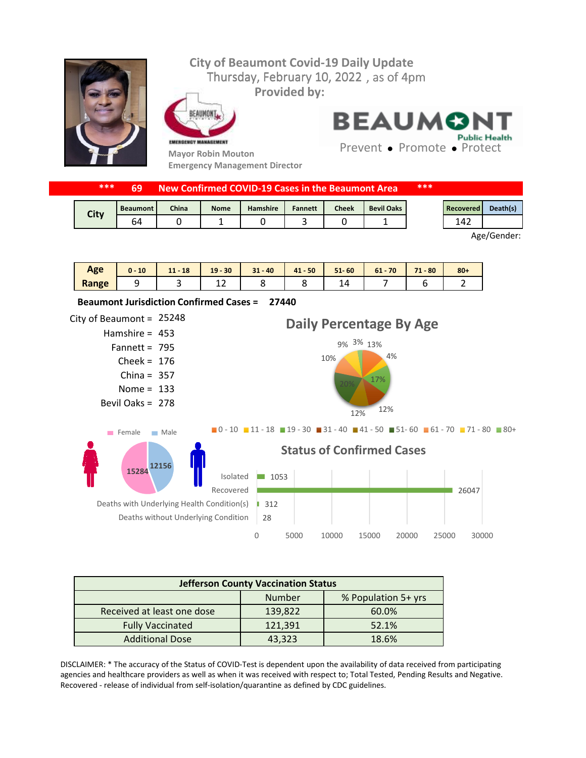# City of Beaumont Covid-19 Daily Update

Thursday, February 10, 2022 , as of 4pm

**Provided by:**

Mayor Robin Mouton
Emergency Management Director

BEAUMONT Public Health
Prevent • Promote • Protect

**\*\*\* 69 New Confirmed COVID-19 Cases in the Beaumont Area \*\*\***

| City | Beaumont | China | Nome | Hamshire | Fannett | Cheek | Bevil Oaks |
|---|---|---|---|---|---|---|---|
| | 64 | 0 | 1 | 0 | 3 | 0 | 1 |

| Recovered | Death(s) |
|---|---|
| 142 | |

Age/Gender:

| Age Range | 0 - 10 | 11 - 18 | 19 - 30 | 31 - 40 | 41 - 50 | 51- 60 | 61 - 70 | 71 - 80 | 80+ |
|---|---|---|---|---|---|---|---|---|---|
| | 9 | 3 | 12 | 8 | 8 | 14 | 7 | 6 | 2 |

**Beaumont Jurisdiction Confirmed Cases = 27440**

City of Beaumont = 25248
Hamshire = 453
Fannett = 795
Cheek = 176
China = 357
Nome = 133
Bevil Oaks = 278

## Daily Percentage By Age

13%, 4%, 17%, 12%, 12%, 20%, 10%, 9%, 3%

0 - 10, 11 - 18, 19 - 30, 31 - 40, 41 - 50, 51- 60, 61 - 70, 71 - 80, 80+

Female: 15284
Male: 12156

## Status of Confirmed Cases

| Status | Count |
|---|---|
| Isolated | 1053 |
| Recovered | 26047 |
| Deaths with Underlying Health Condition(s) | 312 |
| Deaths without Underlying Condition | 28 |

| Jefferson County Vaccination Status | | |
|---|---|---|
| | Number | % Population 5+ yrs |
| Received at least one dose | 139,822 | 60.0% |
| Fully Vaccinated | 121,391 | 52.1% |
| Additional Dose | 43,323 | 18.6% |

DISCLAIMER: * The accuracy of the Status of COVID-Test is dependent upon the availability of data received from participating agencies and healthcare providers as well as when it was received with respect to; Total Tested, Pending Results and Negative. Recovered - release of individual from self-isolation/quarantine as defined by CDC guidelines.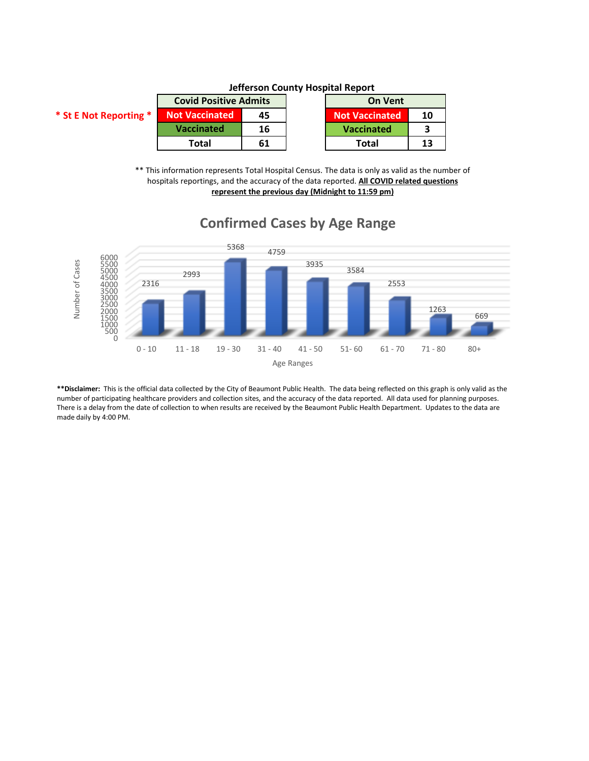## Jefferson County Hospital Report

* St E Not Reporting *

| Covid Positive Admits | |
|---|---|
| Not Vaccinated | 45 |
| Vaccinated | 16 |
| Total | 61 |

| On Vent | |
|---|---|
| Not Vaccinated | 10 |
| Vaccinated | 3 |
| Total | 13 |

** This information represents Total Hospital Census. The data is only as valid as the number of hospitals reportings, and the accuracy of the data reported. **All COVID related questions represent the previous day (Midnight to 11:59 pm)**

## Confirmed Cases by Age Range

Number of Cases

6000
5500
5000
4500
4000
3500
3000
2500
2000
1500
1000
500
0

2316
2993
5368
4759
3935
3584
2553
1263
669

0 - 10
11 - 18
19 - 30
31 - 40
41 - 50
51- 60
61 - 70
71 - 80
80+

Age Ranges

****Disclaimer:** This is the official data collected by the City of Beaumont Public Health. The data being reflected on this graph is only valid as the number of participating healthcare providers and collection sites, and the accuracy of the data reported. All data used for planning purposes. There is a delay from the date of collection to when results are received by the Beaumont Public Health Department. Updates to the data are made daily by 4:00 PM.